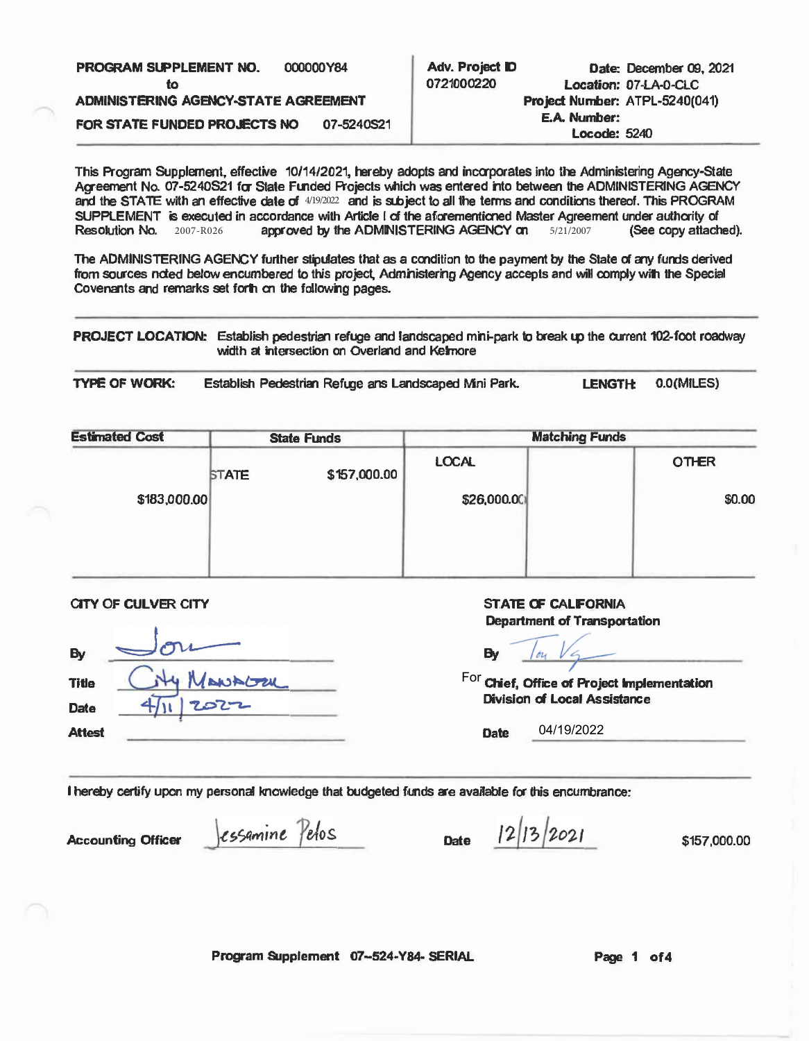| | |
|---|---|
| **PROGRAM SUPPLEMENT NO.** 000000Y84 **to** **ADMINISTERING AGENCY-STATE AGREEMENT** **FOR STATE FUNDED PROJECTS NO** 07-5240S21 | **Adv. Project ID** 0721000220 **Date:** December 09, 2021 **Location:** 07-LA-0-CLC **Project Number:** ATPL-5240(041) **E.A. Number:** **Locode:** 5240 |

This Program Supplement, effective 10/14/2021, hereby adopts and incorporates into the Administering Agency-State Agreement No. 07-5240S21 for State Funded Projects which was entered into between the ADMINISTERING AGENCY and the STATE with an effective date of 4/19/2022 and is subject to all the terms and conditions thereof. This PROGRAM SUPPLEMENT is executed in accordance with Article I of the aforementioned Master Agreement under authority of Resolution No. 2007-R026 approved by the ADMINISTERING AGENCY on 5/21/2007 (See copy attached).

The ADMINISTERING AGENCY further stipulates that as a condition to the payment by the State of any funds derived from sources noted below encumbered to this project, Administering Agency accepts and will comply with the Special Covenants and remarks set forth on the following pages.

**PROJECT LOCATION:** Establish pedestrian refuge and landscaped mini-park to break up the current 102-foot roadway width at intersection on Overland and Kelmore

**TYPE OF WORK:** Establish Pedestrian Refuge ans Landscaped Mini Park. **LENGTH:** 0.0(MILES)

| Estimated Cost | State Funds | | Matching Funds | | |
|---|---|---|---|---|---|
| | STATE | $157,000.00 | LOCAL | | OTHER |
| $183,000.00 | | | $26,000.00 | | $0.00 |

**CITY OF CULVER CITY**

By Jon

Title City Manager

Date 4/11/2022

Attest

**STATE OF CALIFORNIA**
**Department of Transportation**

By Tou Vg

For **Chief, Office of Project Implementation Division of Local Assistance**

Date 04/19/2022

I hereby certify upon my personal knowledge that budgeted funds are available for this encumbrance:

Accounting Officer Jessamine Pelos Date 12/13/2021 $157,000.00

Program Supplement 07-524-Y84- SERIAL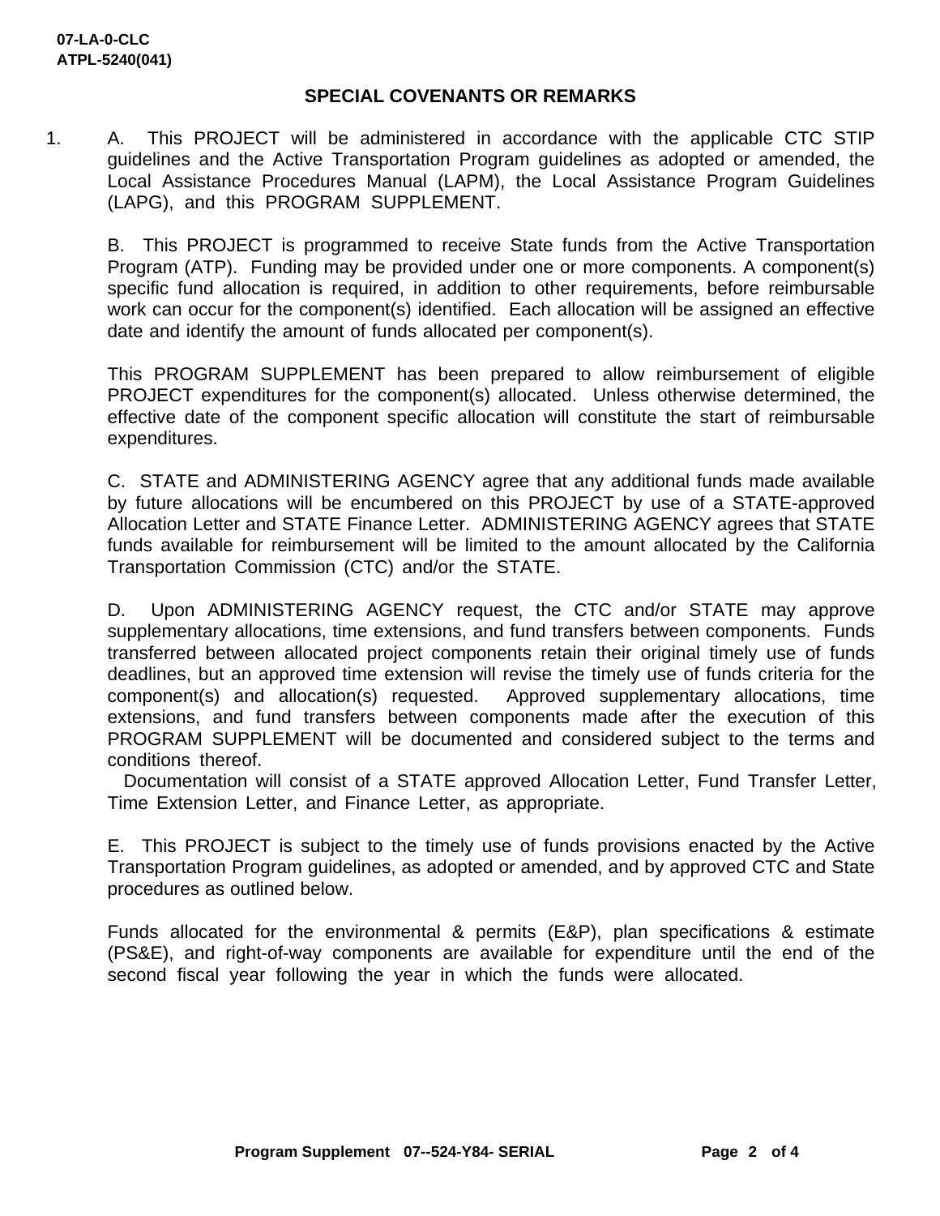## SPECIAL COVENANTS OR REMARKS

1. A. This PROJECT will be administered in accordance with the applicable CTC STIP guidelines and the Active Transportation Program guidelines as adopted or amended, the Local Assistance Procedures Manual (LAPM), the Local Assistance Program Guidelines (LAPG), and this PROGRAM SUPPLEMENT.

   B. This PROJECT is programmed to receive State funds from the Active Transportation Program (ATP). Funding may be provided under one or more components. A component(s) specific fund allocation is required, in addition to other requirements, before reimbursable work can occur for the component(s) identified. Each allocation will be assigned an effective date and identify the amount of funds allocated per component(s).

   This PROGRAM SUPPLEMENT has been prepared to allow reimbursement of eligible PROJECT expenditures for the component(s) allocated. Unless otherwise determined, the effective date of the component specific allocation will constitute the start of reimbursable expenditures.

   C. STATE and ADMINISTERING AGENCY agree that any additional funds made available by future allocations will be encumbered on this PROJECT by use of a STATE-approved Allocation Letter and STATE Finance Letter. ADMINISTERING AGENCY agrees that STATE funds available for reimbursement will be limited to the amount allocated by the California Transportation Commission (CTC) and/or the STATE.

   D. Upon ADMINISTERING AGENCY request, the CTC and/or STATE may approve supplementary allocations, time extensions, and fund transfers between components. Funds transferred between allocated project components retain their original timely use of funds deadlines, but an approved time extension will revise the timely use of funds criteria for the component(s) and allocation(s) requested. Approved supplementary allocations, time extensions, and fund transfers between components made after the execution of this PROGRAM SUPPLEMENT will be documented and considered subject to the terms and conditions thereof.
   Documentation will consist of a STATE approved Allocation Letter, Fund Transfer Letter, Time Extension Letter, and Finance Letter, as appropriate.

   E. This PROJECT is subject to the timely use of funds provisions enacted by the Active Transportation Program guidelines, as adopted or amended, and by approved CTC and State procedures as outlined below.

   Funds allocated for the environmental & permits (E&P), plan specifications & estimate (PS&E), and right-of-way components are available for expenditure until the end of the second fiscal year following the year in which the funds were allocated.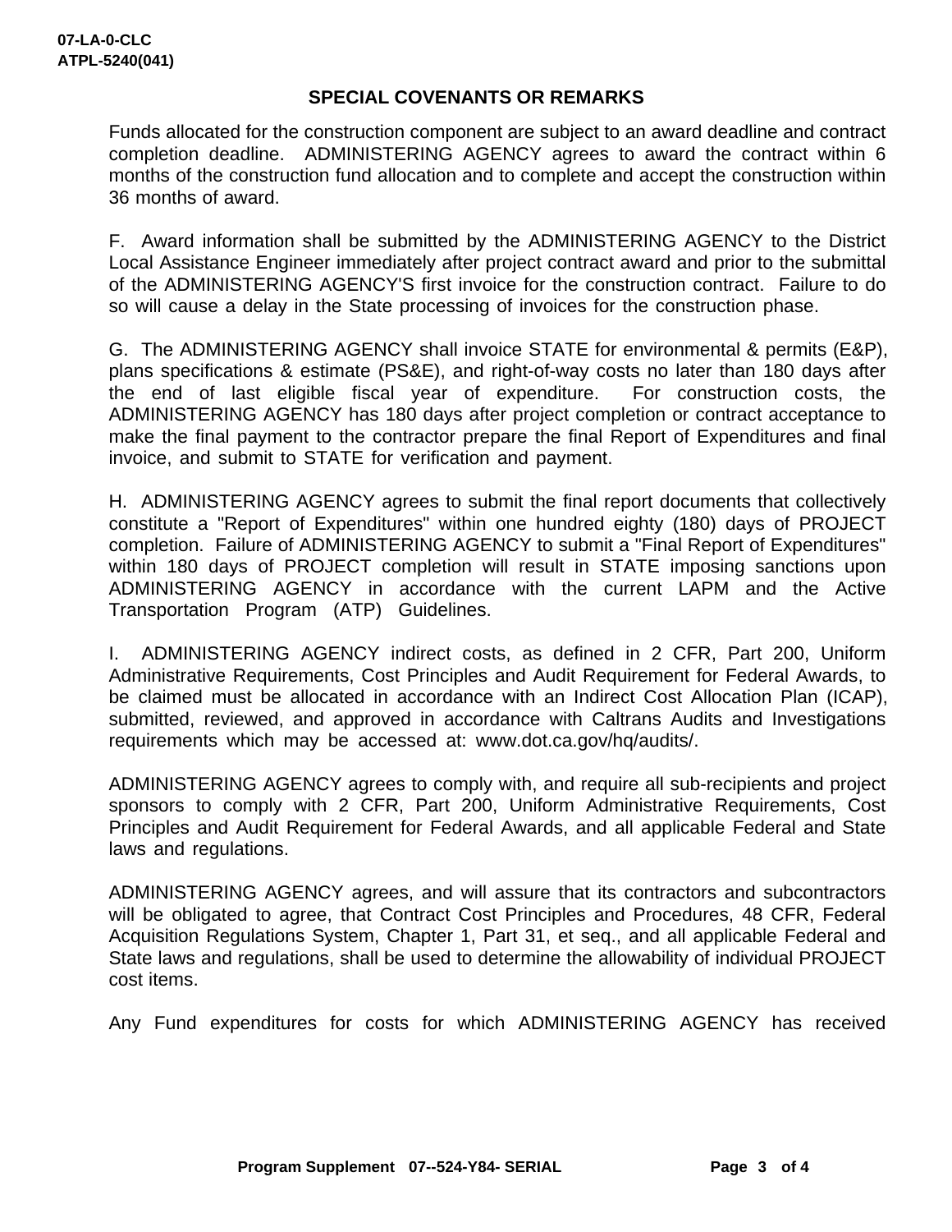## SPECIAL COVENANTS OR REMARKS

Funds allocated for the construction component are subject to an award deadline and contract completion deadline. ADMINISTERING AGENCY agrees to award the contract within 6 months of the construction fund allocation and to complete and accept the construction within 36 months of award.

F. Award information shall be submitted by the ADMINISTERING AGENCY to the District Local Assistance Engineer immediately after project contract award and prior to the submittal of the ADMINISTERING AGENCY'S first invoice for the construction contract. Failure to do so will cause a delay in the State processing of invoices for the construction phase.

G. The ADMINISTERING AGENCY shall invoice STATE for environmental & permits (E&P), plans specifications & estimate (PS&E), and right-of-way costs no later than 180 days after the end of last eligible fiscal year of expenditure. For construction costs, the ADMINISTERING AGENCY has 180 days after project completion or contract acceptance to make the final payment to the contractor prepare the final Report of Expenditures and final invoice, and submit to STATE for verification and payment.

H. ADMINISTERING AGENCY agrees to submit the final report documents that collectively constitute a "Report of Expenditures" within one hundred eighty (180) days of PROJECT completion. Failure of ADMINISTERING AGENCY to submit a "Final Report of Expenditures" within 180 days of PROJECT completion will result in STATE imposing sanctions upon ADMINISTERING AGENCY in accordance with the current LAPM and the Active Transportation Program (ATP) Guidelines.

I. ADMINISTERING AGENCY indirect costs, as defined in 2 CFR, Part 200, Uniform Administrative Requirements, Cost Principles and Audit Requirement for Federal Awards, to be claimed must be allocated in accordance with an Indirect Cost Allocation Plan (ICAP), submitted, reviewed, and approved in accordance with Caltrans Audits and Investigations requirements which may be accessed at: www.dot.ca.gov/hq/audits/.

ADMINISTERING AGENCY agrees to comply with, and require all sub-recipients and project sponsors to comply with 2 CFR, Part 200, Uniform Administrative Requirements, Cost Principles and Audit Requirement for Federal Awards, and all applicable Federal and State laws and regulations.

ADMINISTERING AGENCY agrees, and will assure that its contractors and subcontractors will be obligated to agree, that Contract Cost Principles and Procedures, 48 CFR, Federal Acquisition Regulations System, Chapter 1, Part 31, et seq., and all applicable Federal and State laws and regulations, shall be used to determine the allowability of individual PROJECT cost items.

Any Fund expenditures for costs for which ADMINISTERING AGENCY has received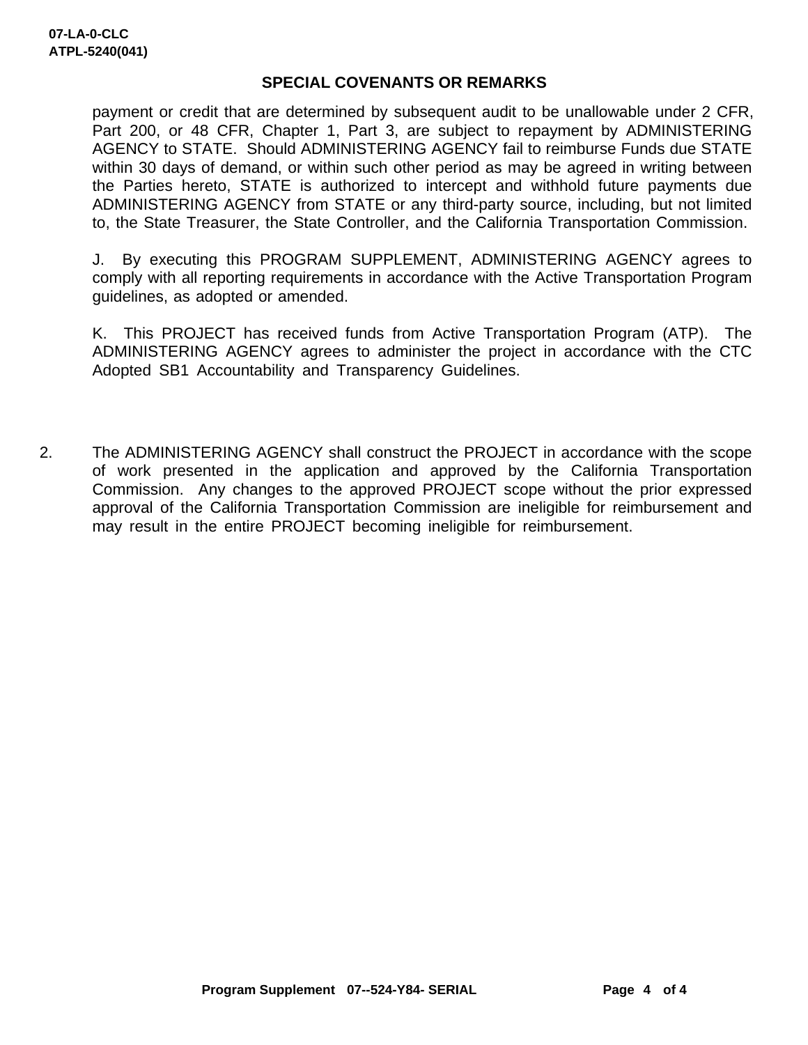07-LA-0-CLC
ATPL-5240(041)

## SPECIAL COVENANTS OR REMARKS

payment or credit that are determined by subsequent audit to be unallowable under 2 CFR, Part 200, or 48 CFR, Chapter 1, Part 3, are subject to repayment by ADMINISTERING AGENCY to STATE. Should ADMINISTERING AGENCY fail to reimburse Funds due STATE within 30 days of demand, or within such other period as may be agreed in writing between the Parties hereto, STATE is authorized to intercept and withhold future payments due ADMINISTERING AGENCY from STATE or any third-party source, including, but not limited to, the State Treasurer, the State Controller, and the California Transportation Commission.

J. By executing this PROGRAM SUPPLEMENT, ADMINISTERING AGENCY agrees to comply with all reporting requirements in accordance with the Active Transportation Program guidelines, as adopted or amended.

K. This PROJECT has received funds from Active Transportation Program (ATP). The ADMINISTERING AGENCY agrees to administer the project in accordance with the CTC Adopted SB1 Accountability and Transparency Guidelines.

2. The ADMINISTERING AGENCY shall construct the PROJECT in accordance with the scope of work presented in the application and approved by the California Transportation Commission. Any changes to the approved PROJECT scope without the prior expressed approval of the California Transportation Commission are ineligible for reimbursement and may result in the entire PROJECT becoming ineligible for reimbursement.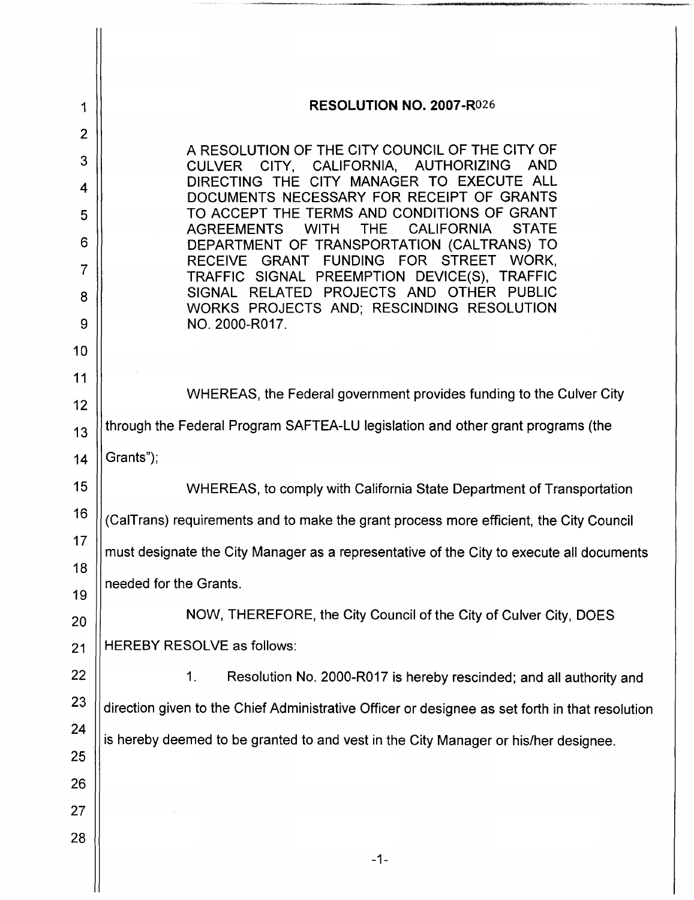**RESOLUTION NO. 2007-R026**

A RESOLUTION OF THE CITY COUNCIL OF THE CITY OF CULVER CITY, CALIFORNIA, AUTHORIZING AND DIRECTING THE CITY MANAGER TO EXECUTE ALL DOCUMENTS NECESSARY FOR RECEIPT OF GRANTS TO ACCEPT THE TERMS AND CONDITIONS OF GRANT AGREEMENTS WITH THE CALIFORNIA STATE DEPARTMENT OF TRANSPORTATION (CALTRANS) TO RECEIVE GRANT FUNDING FOR STREET WORK, TRAFFIC SIGNAL PREEMPTION DEVICE(S), TRAFFIC SIGNAL RELATED PROJECTS AND OTHER PUBLIC WORKS PROJECTS AND; RESCINDING RESOLUTION NO. 2000-R017.

WHEREAS, the Federal government provides funding to the Culver City through the Federal Program SAFTEA-LU legislation and other grant programs (the Grants");

WHEREAS, to comply with California State Department of Transportation (CalTrans) requirements and to make the grant process more efficient, the City Council must designate the City Manager as a representative of the City to execute all documents needed for the Grants.

NOW, THEREFORE, the City Council of the City of Culver City, DOES HEREBY RESOLVE as follows:

1. Resolution No. 2000-R017 is hereby rescinded; and all authority and direction given to the Chief Administrative Officer or designee as set forth in that resolution is hereby deemed to be granted to and vest in the City Manager or his/her designee.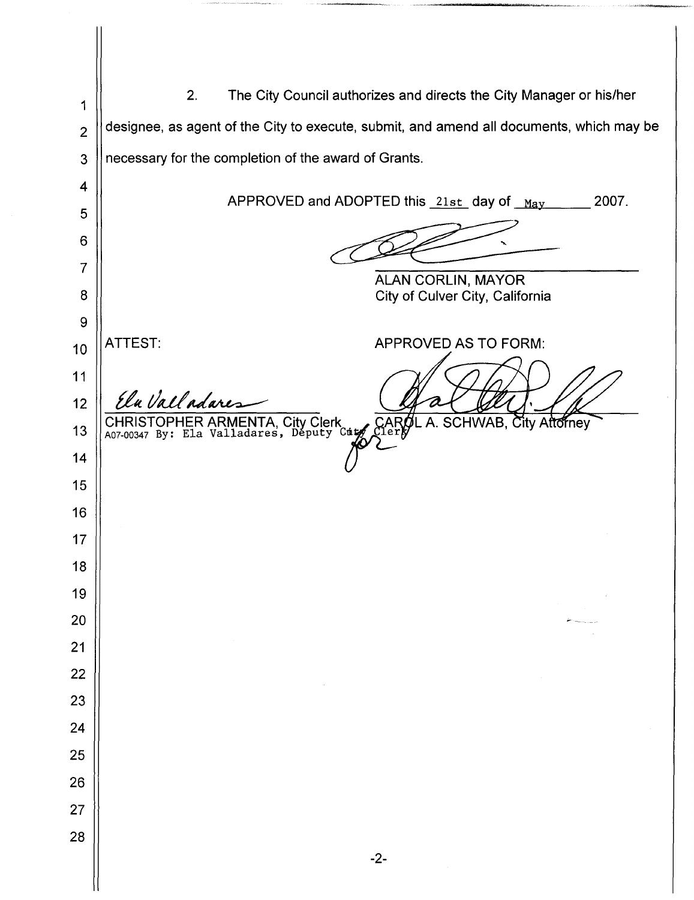2. The City Council authorizes and directs the City Manager or his/her designee, as agent of the City to execute, submit, and amend all documents, which may be necessary for the completion of the award of Grants.

APPROVED and ADOPTED this 21st day of May 2007.

ALAN CORLIN, MAYOR
City of Culver City, California

ATTEST:

Ela Valladares

CHRISTOPHER ARMENTA, City Clerk
A07-00347 By: Ela Valladares, Deputy City Clerk

APPROVED AS TO FORM:

CAROL A. SCHWAB, City Attorney
for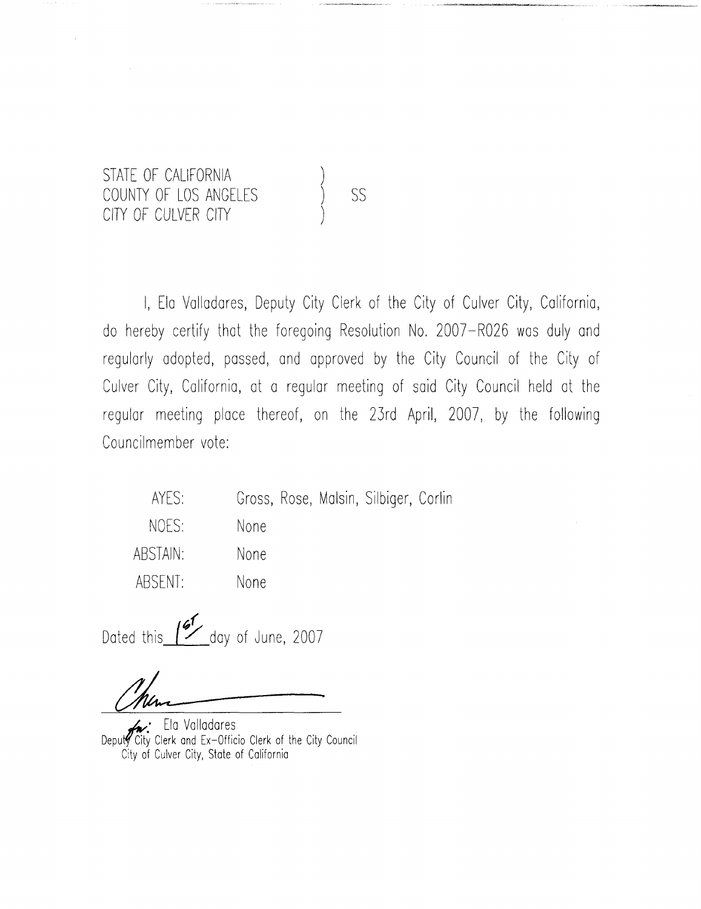STATE OF CALIFORNIA )
COUNTY OF LOS ANGELES ) SS
CITY OF CULVER CITY )

I, Ela Valladares, Deputy City Clerk of the City of Culver City, California, do hereby certify that the foregoing Resolution No. 2007-R026 was duly and regularly adopted, passed, and approved by the City Council of the City of Culver City, California, at a regular meeting of said City Council held at the regular meeting place thereof, on the 23rd April, 2007, by the following Councilmember vote:

| | |
|---|---|
| AYES: | Gross, Rose, Malsin, Silbiger, Corlin |
| NOES: | None |
| ABSTAIN: | None |
| ABSENT: | None |

Dated this 1st day of June, 2007

for: Ela Valladares
Deputy City Clerk and Ex-Officio Clerk of the City Council
City of Culver City, State of California